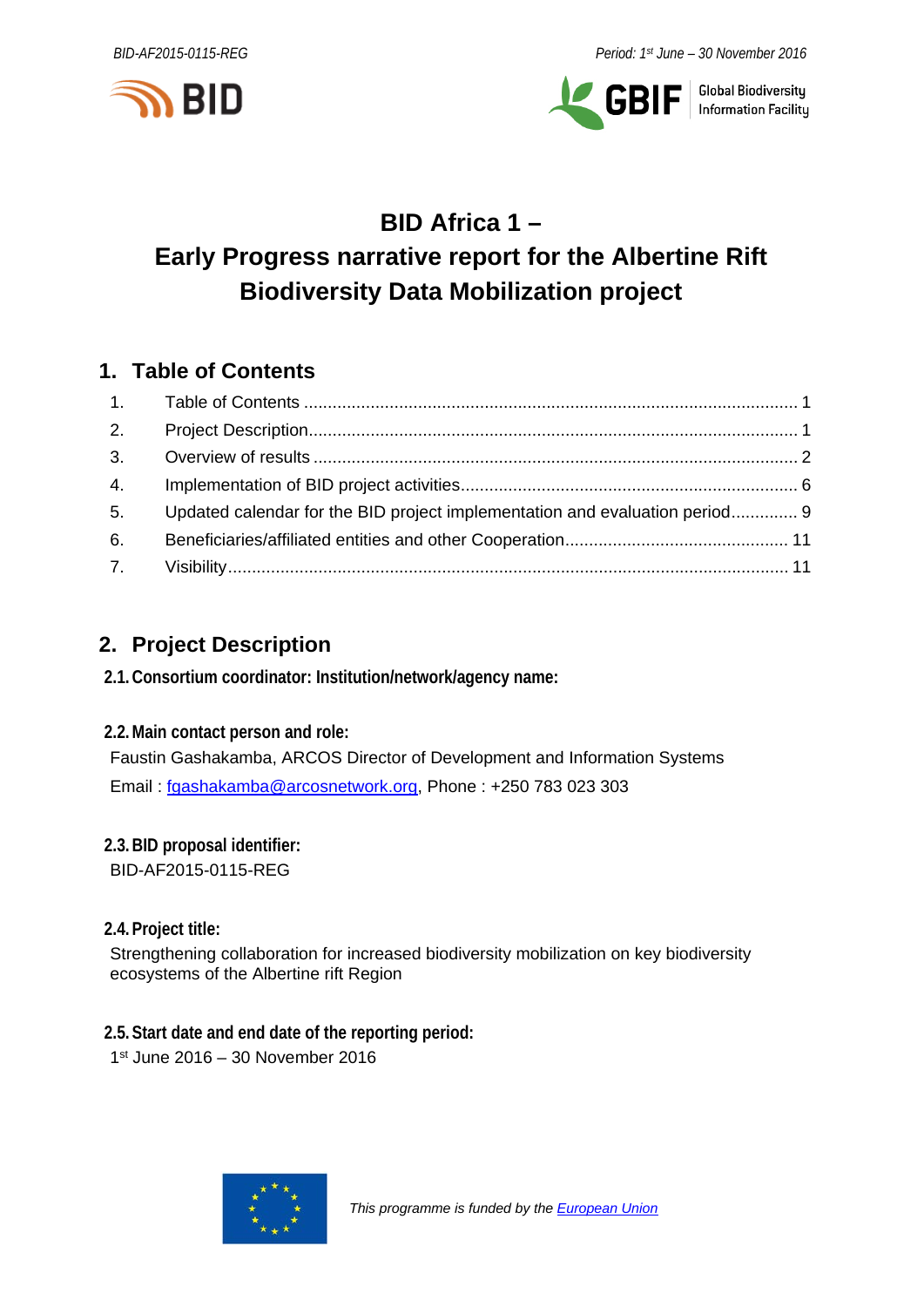# BID Africa 1 – Early Progress narrative report for the Albertine Rift Biodiversity Data Mobilization project

## 1. Table of Contents

1. Table of Contents ........ 1
2. Project Description ........ 1
3. Overview of results ........ 2
4. Implementation of BID project activities ........ 6
5. Updated calendar for the BID project implementation and evaluation period ........ 9
6. Beneficiaries/affiliated entities and other Cooperation ........ 11
7. Visibility ........ 11

## 2. Project Description

### 2.1. Consortium coordinator: Institution/network/agency name:

### 2.2. Main contact person and role:

Faustin Gashakamba, ARCOS Director of Development and Information Systems

Email : fgashakamba@arcosnetwork.org, Phone : +250 783 023 303

### 2.3. BID proposal identifier:

BID-AF2015-0115-REG

### 2.4. Project title:

Strengthening collaboration for increased biodiversity mobilization on key biodiversity ecosystems of the Albertine rift Region

### 2.5. Start date and end date of the reporting period:

1st June 2016 – 30 November 2016

*This programme is funded by the European Union*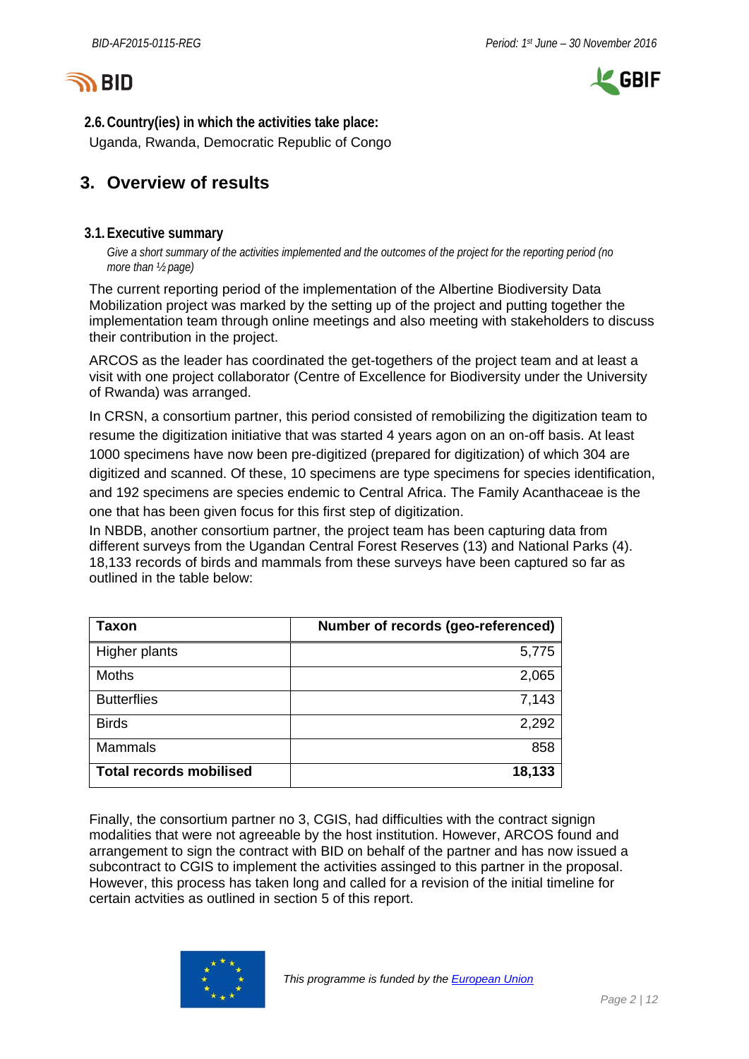### 2.6. Country(ies) in which the activities take place:

Uganda, Rwanda, Democratic Republic of Congo

## 3. Overview of results

### 3.1. Executive summary

*Give a short summary of the activities implemented and the outcomes of the project for the reporting period (no more than ½ page)*

The current reporting period of the implementation of the Albertine Biodiversity Data Mobilization project was marked by the setting up of the project and putting together the implementation team through online meetings and also meeting with stakeholders to discuss their contribution in the project.

ARCOS as the leader has coordinated the get-togethers of the project team and at least a visit with one project collaborator (Centre of Excellence for Biodiversity under the University of Rwanda) was arranged.

In CRSN, a consortium partner, this period consisted of remobilizing the digitization team to resume the digitization initiative that was started 4 years agon on an on-off basis. At least 1000 specimens have now been pre-digitized (prepared for digitization) of which 304 are digitized and scanned. Of these, 10 specimens are type specimens for species identification, and 192 specimens are species endemic to Central Africa. The Family Acanthaceae is the one that has been given focus for this first step of digitization.

In NBDB, another consortium partner, the project team has been capturing data from different surveys from the Ugandan Central Forest Reserves (13) and National Parks (4). 18,133 records of birds and mammals from these surveys have been captured so far as outlined in the table below:

| Taxon | Number of records (geo-referenced) |
|---|---:|
| Higher plants | 5,775 |
| Moths | 2,065 |
| Butterflies | 7,143 |
| Birds | 2,292 |
| Mammals | 858 |
| **Total records mobilised** | **18,133** |

Finally, the consortium partner no 3, CGIS, had difficulties with the contract signign modalities that were not agreeable by the host institution. However, ARCOS found and arrangement to sign the contract with BID on behalf of the partner and has now issued a subcontract to CGIS to implement the activities assinged to this partner in the proposal. However, this process has taken long and called for a revision of the initial timeline for certain actvities as outlined in section 5 of this report.

*This programme is funded by the European Union*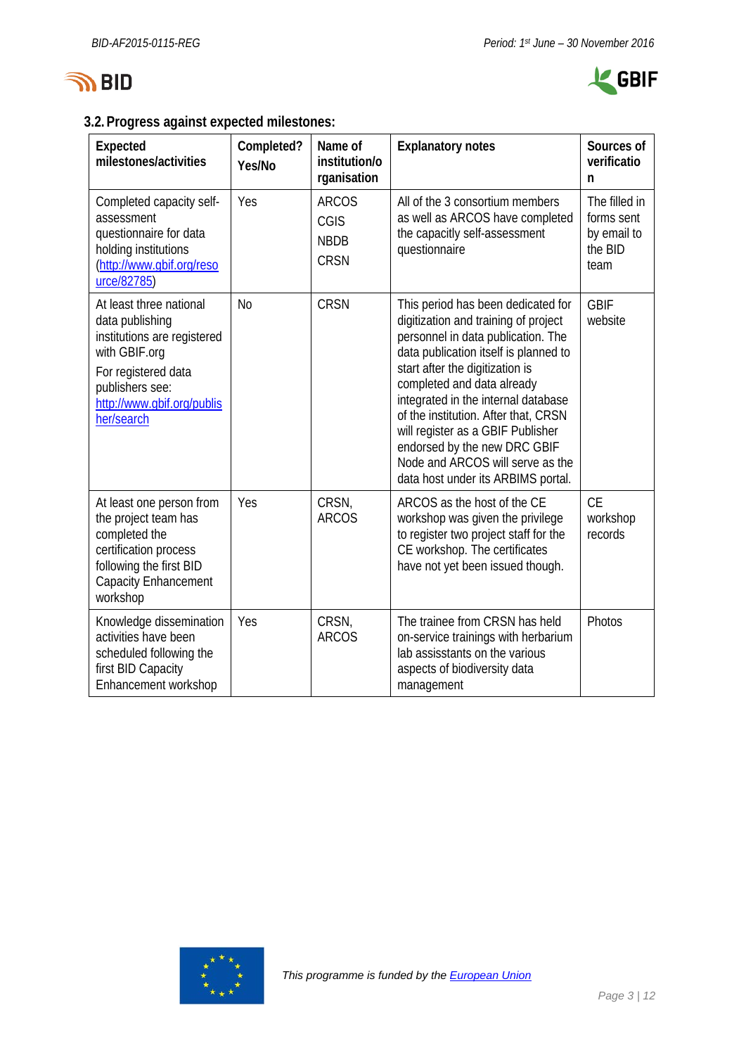### 3.2. Progress against expected milestones:

| Expected milestones/activities | Completed? Yes/No | Name of institution/organisation | Explanatory notes | Sources of verification |
|---|---|---|---|---|
| Completed capacity self-assessment questionnaire for data holding institutions (http://www.gbif.org/resource/82785) | Yes | ARCOS<br>CGIS<br>NBDB<br>CRSN | All of the 3 consortium members as well as ARCOS have completed the capacitly self-assessment questionnaire | The filled in forms sent by email to the BID team |
| At least three national data publishing institutions are registered with GBIF.org<br>For registered data publishers see: http://www.gbif.org/publisher/search | No | CRSN | This period has been dedicated for digitization and training of project personnel in data publication. The data publication itself is planned to start after the digitization is completed and data already integrated in the internal database of the institution. After that, CRSN will register as a GBIF Publisher endorsed by the new DRC GBIF Node and ARCOS will serve as the data host under its ARBIMS portal. | GBIF website |
| At least one person from the project team has completed the certification process following the first BID Capacity Enhancement workshop | Yes | CRSN, ARCOS | ARCOS as the host of the CE workshop was given the privilege to register two project staff for the CE workshop. The certificates have not yet been issued though. | CE workshop records |
| Knowledge dissemination activities have been scheduled following the first BID Capacity Enhancement workshop | Yes | CRSN, ARCOS | The trainee from CRSN has held on-service trainings with herbarium lab assisstants on the various aspects of biodiversity data management | Photos |

*This programme is funded by the European Union*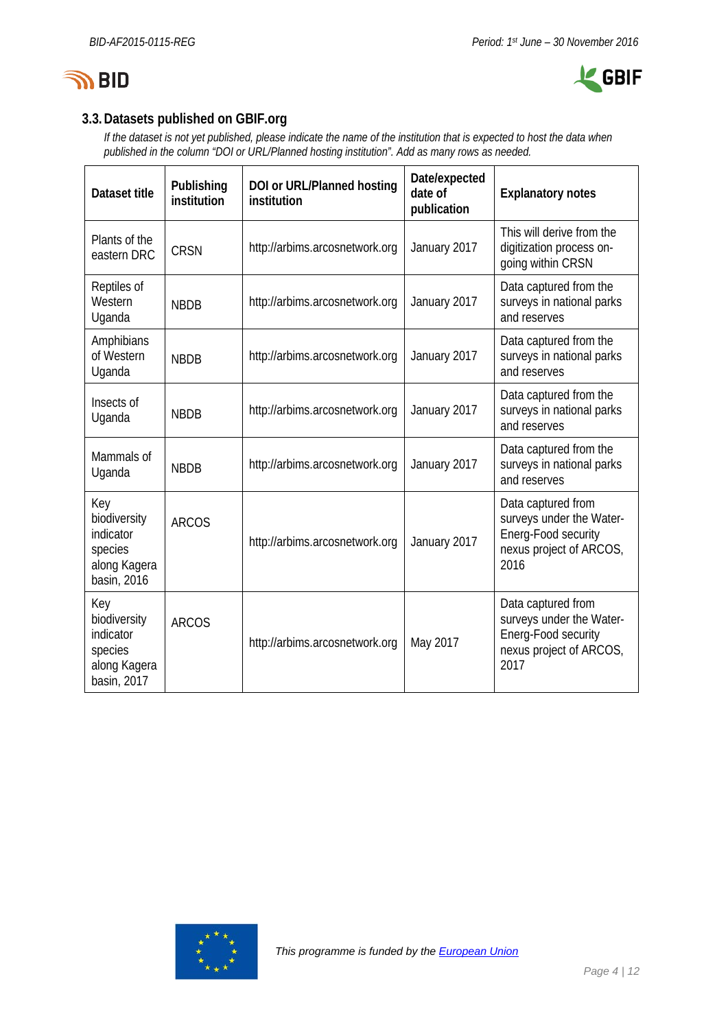### 3.3. Datasets published on GBIF.org

*If the dataset is not yet published, please indicate the name of the institution that is expected to host the data when published in the column "DOI or URL/Planned hosting institution". Add as many rows as needed.*

| Dataset title | Publishing institution | DOI or URL/Planned hosting institution | Date/expected date of publication | Explanatory notes |
|---|---|---|---|---|
| Plants of the eastern DRC | CRSN | http://arbims.arcosnetwork.org | January 2017 | This will derive from the digitization process on-going within CRSN |
| Reptiles of Western Uganda | NBDB | http://arbims.arcosnetwork.org | January 2017 | Data captured from the surveys in national parks and reserves |
| Amphibians of Western Uganda | NBDB | http://arbims.arcosnetwork.org | January 2017 | Data captured from the surveys in national parks and reserves |
| Insects of Uganda | NBDB | http://arbims.arcosnetwork.org | January 2017 | Data captured from the surveys in national parks and reserves |
| Mammals of Uganda | NBDB | http://arbims.arcosnetwork.org | January 2017 | Data captured from the surveys in national parks and reserves |
| Key biodiversity indicator species along Kagera basin, 2016 | ARCOS | http://arbims.arcosnetwork.org | January 2017 | Data captured from surveys under the Water-Energ-Food security nexus project of ARCOS, 2016 |
| Key biodiversity indicator species along Kagera basin, 2017 | ARCOS | http://arbims.arcosnetwork.org | May 2017 | Data captured from surveys under the Water-Energ-Food security nexus project of ARCOS, 2017 |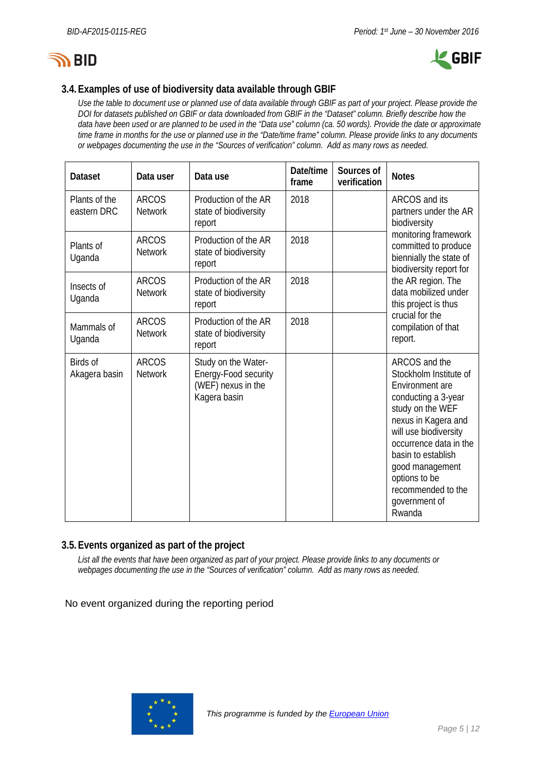### 3.4. Examples of use of biodiversity data available through GBIF

*Use the table to document use or planned use of data available through GBIF as part of your project. Please provide the DOI for datasets published on GBIF or data downloaded from GBIF in the "Dataset" column. Briefly describe how the data have been used or are planned to be used in the "Data use" column (ca. 50 words). Provide the date or approximate time frame in months for the use or planned use in the "Date/time frame" column. Please provide links to any documents or webpages documenting the use in the "Sources of verification" column. Add as many rows as needed.*

| Dataset | Data user | Data use | Date/time frame | Sources of verification | Notes |
|---|---|---|---|---|---|
| Plants of the eastern DRC | ARCOS Network | Production of the AR state of biodiversity report | 2018 | | ARCOS and its partners under the AR biodiversity monitoring framework committed to produce biennially the state of biodiversity report for the AR region. The data mobilized under this project is thus crucial for the compilation of that report. |
| Plants of Uganda | ARCOS Network | Production of the AR state of biodiversity report | 2018 | | |
| Insects of Uganda | ARCOS Network | Production of the AR state of biodiversity report | 2018 | | |
| Mammals of Uganda | ARCOS Network | Production of the AR state of biodiversity report | 2018 | | |
| Birds of Akagera basin | ARCOS Network | Study on the Water-Energy-Food security (WEF) nexus in the Kagera basin | | | ARCOS and the Stockholm Institute of Environment are conducting a 3-year study on the WEF nexus in Kagera and will use biodiversity occurrence data in the basin to establish good management options to be recommended to the government of Rwanda |

### 3.5. Events organized as part of the project

*List all the events that have been organized as part of your project. Please provide links to any documents or webpages documenting the use in the "Sources of verification" column. Add as many rows as needed.*

No event organized during the reporting period

*This programme is funded by the European Union*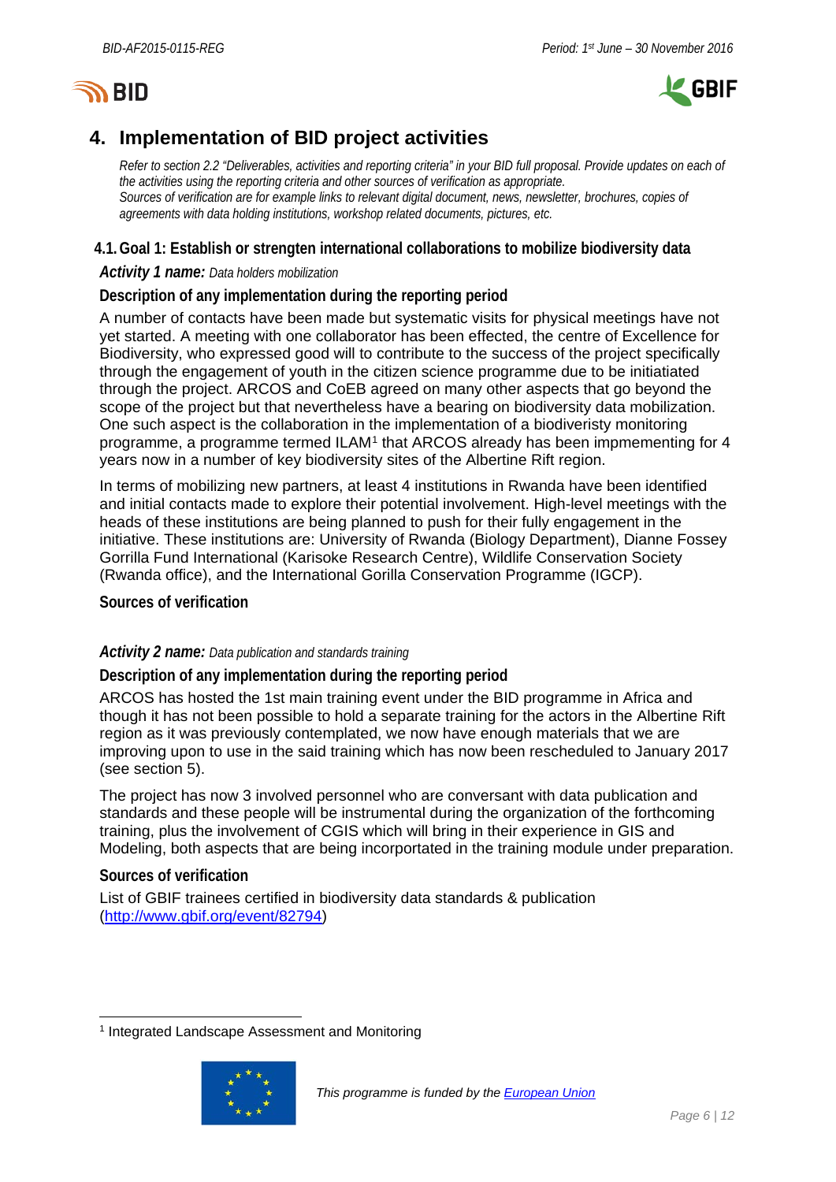## 4. Implementation of BID project activities

*Refer to section 2.2 "Deliverables, activities and reporting criteria" in your BID full proposal. Provide updates on each of the activities using the reporting criteria and other sources of verification as appropriate.*
*Sources of verification are for example links to relevant digital document, news, newsletter, brochures, copies of agreements with data holding institutions, workshop related documents, pictures, etc.*

### 4.1. Goal 1: Establish or strengten international collaborations to mobilize biodiversity data

***Activity 1 name:*** *Data holders mobilization*

**Description of any implementation during the reporting period**

A number of contacts have been made but systematic visits for physical meetings have not yet started. A meeting with one collaborator has been effected, the centre of Excellence for Biodiversity, who expressed good will to contribute to the success of the project specifically through the engagement of youth in the citizen science programme due to be initiatied through the project. ARCOS and CoEB agreed on many other aspects that go beyond the scope of the project but that nevertheless have a bearing on biodiversity data mobilization. One such aspect is the collaboration in the implementation of a biodiveristy monitoring programme, a programme termed ILAM[1] that ARCOS already has been impmementing for 4 years now in a number of key biodiversity sites of the Albertine Rift region.

In terms of mobilizing new partners, at least 4 institutions in Rwanda have been identified and initial contacts made to explore their potential involvement. High-level meetings with the heads of these institutions are being planned to push for their fully engagement in the initiative. These institutions are: University of Rwanda (Biology Department), Dianne Fossey Gorrilla Fund International (Karisoke Research Centre), Wildlife Conservation Society (Rwanda office), and the International Gorilla Conservation Programme (IGCP).

**Sources of verification**

***Activity 2 name:*** *Data publication and standards training*

**Description of any implementation during the reporting period**

ARCOS has hosted the 1st main training event under the BID programme in Africa and though it has not been possible to hold a separate training for the actors in the Albertine Rift region as it was previously contemplated, we now have enough materials that we are improving upon to use in the said training which has now been rescheduled to January 2017 (see section 5).

The project has now 3 involved personnel who are conversant with data publication and standards and these people will be instrumental during the organization of the forthcoming training, plus the involvement of CGIS which will bring in their experience in GIS and Modeling, both aspects that are being incorportated in the training module under preparation.

**Sources of verification**

List of GBIF trainees certified in biodiversity data standards & publication (http://www.gbif.org/event/82794)

[1] Integrated Landscape Assessment and Monitoring

*This programme is funded by the European Union*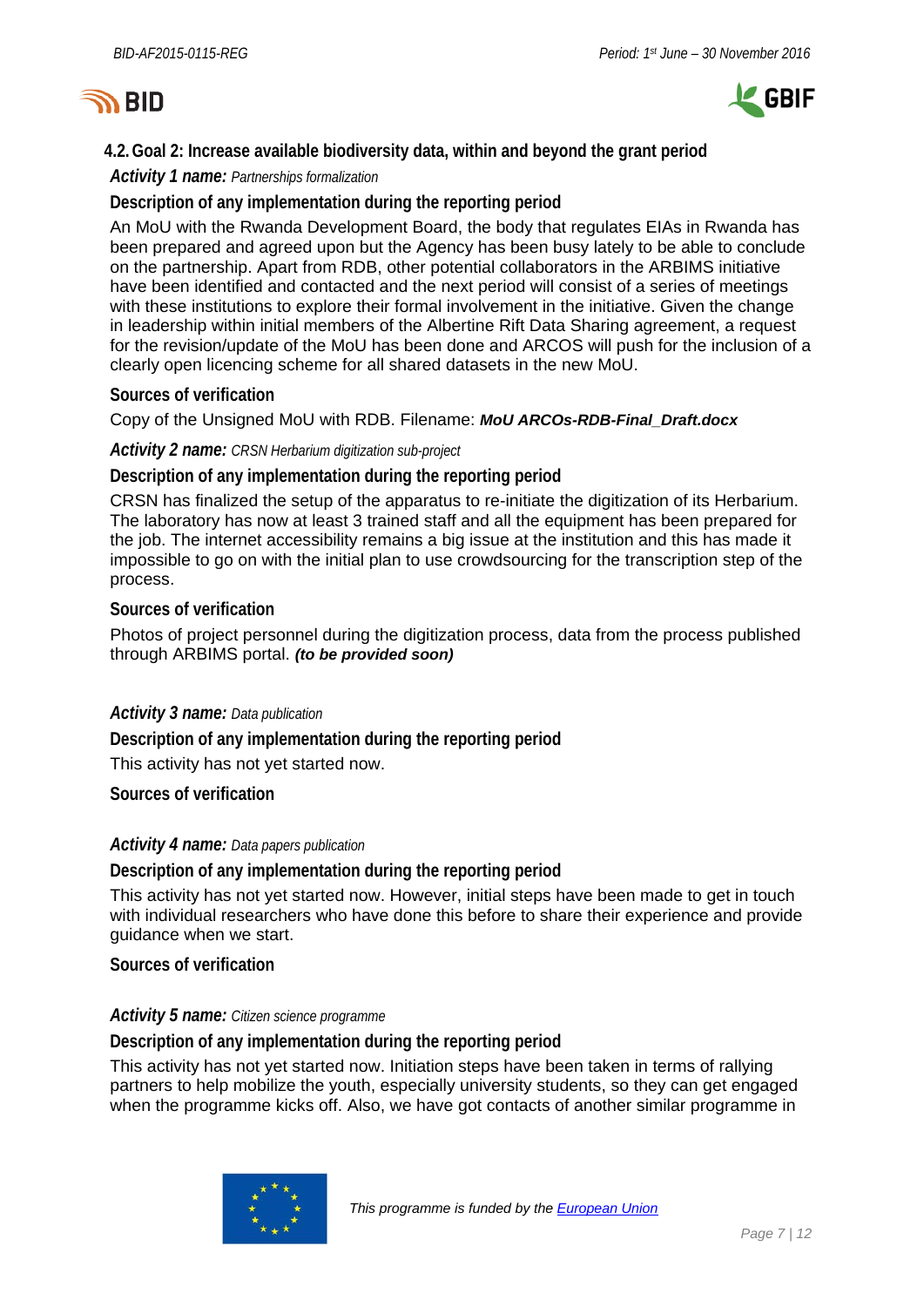## 4.2. Goal 2: Increase available biodiversity data, within and beyond the grant period

***Activity 1 name:*** *Partnerships formalization*

**Description of any implementation during the reporting period**

An MoU with the Rwanda Development Board, the body that regulates EIAs in Rwanda has been prepared and agreed upon but the Agency has been busy lately to be able to conclude on the partnership. Apart from RDB, other potential collaborators in the ARBIMS initiative have been identified and contacted and the next period will consist of a series of meetings with these institutions to explore their formal involvement in the initiative. Given the change in leadership within initial members of the Albertine Rift Data Sharing agreement, a request for the revision/update of the MoU has been done and ARCOS will push for the inclusion of a clearly open licencing scheme for all shared datasets in the new MoU.

**Sources of verification**

Copy of the Unsigned MoU with RDB. Filename: ***MoU ARCOs-RDB-Final_Draft.docx***

***Activity 2 name:*** *CRSN Herbarium digitization sub-project*

**Description of any implementation during the reporting period**

CRSN has finalized the setup of the apparatus to re-initiate the digitization of its Herbarium. The laboratory has now at least 3 trained staff and all the equipment has been prepared for the job. The internet accessibility remains a big issue at the institution and this has made it impossible to go on with the initial plan to use crowdsourcing for the transcription step of the process.

**Sources of verification**

Photos of project personnel during the digitization process, data from the process published through ARBIMS portal. ***(to be provided soon)***

***Activity 3 name:*** *Data publication*

**Description of any implementation during the reporting period**

This activity has not yet started now.

**Sources of verification**

***Activity 4 name:*** *Data papers publication*

**Description of any implementation during the reporting period**

This activity has not yet started now. However, initial steps have been made to get in touch with individual researchers who have done this before to share their experience and provide guidance when we start.

**Sources of verification**

***Activity 5 name:*** *Citizen science programme*

**Description of any implementation during the reporting period**

This activity has not yet started now. Initiation steps have been taken in terms of rallying partners to help mobilize the youth, especially university students, so they can get engaged when the programme kicks off. Also, we have got contacts of another similar programme in

*This programme is funded by the European Union*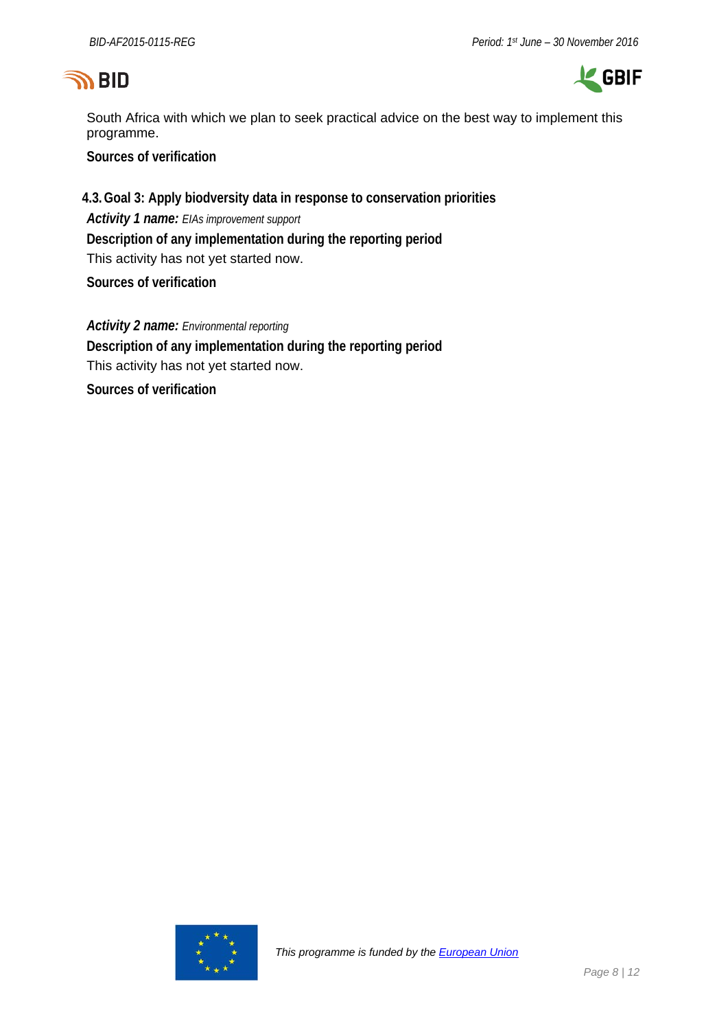South Africa with which we plan to seek practical advice on the best way to implement this programme.

**Sources of verification**

### 4.3. Goal 3: Apply biodiversity data in response to conservation priorities

***Activity 1 name:*** *EIAs improvement support*

**Description of any implementation during the reporting period**

This activity has not yet started now.

**Sources of verification**

***Activity 2 name:*** *Environmental reporting*

**Description of any implementation during the reporting period**

This activity has not yet started now.

**Sources of verification**

*This programme is funded by the [European Union]()*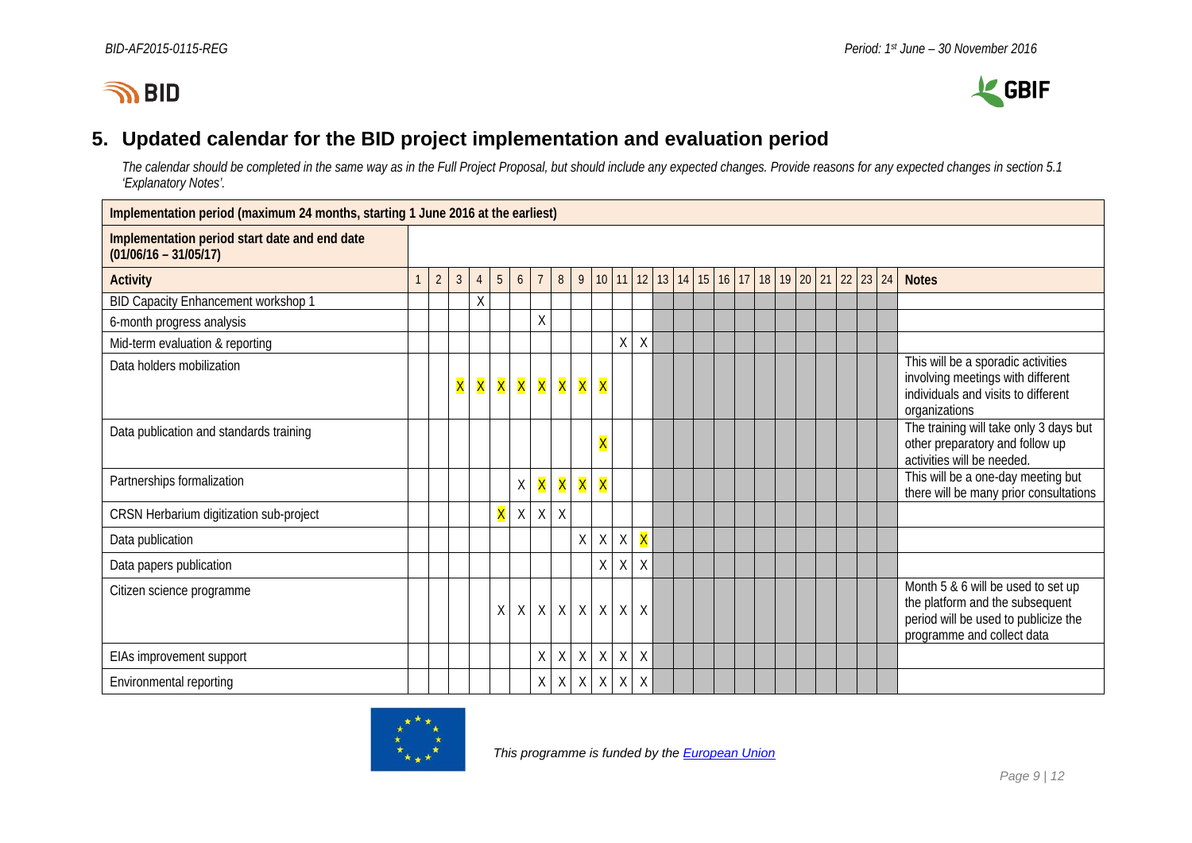## 5. Updated calendar for the BID project implementation and evaluation period

*The calendar should be completed in the same way as in the Full Project Proposal, but should include any expected changes. Provide reasons for any expected changes in section 5.1 'Explanatory Notes'.*

| **Implementation period (maximum 24 months, starting 1 June 2016 at the earliest)** | | | | | | | | | | | | | | | | | | | | | | | | | |
|---|---|---|---|---|---|---|---|---|---|---|---|---|---|---|---|---|---|---|---|---|---|---|---|---|---|
| **Implementation period start date and end date (01/06/16 – 31/05/17)** | | | | | | | | | | | | | | | | | | | | | | | | | |
| **Activity** | 1 | 2 | 3 | 4 | 5 | 6 | 7 | 8 | 9 | 10 | 11 | 12 | 13 | 14 | 15 | 16 | 17 | 18 | 19 | 20 | 21 | 22 | 23 | 24 | **Notes** |
| BID Capacity Enhancement workshop 1 | | | | X | | | | | | | | | | | | | | | | | | | | | |
| 6-month progress analysis | | | | | | | X | | | | | | | | | | | | | | | | | | |
| Mid-term evaluation & reporting | | | | | | | | | | | X | X | | | | | | | | | | | | | |
| Data holders mobilization | | | X | X | X | X | X | X | X | X | | | | | | | | | | | | | | | This will be a sporadic activities involving meetings with different individuals and visits to different organizations |
| Data publication and standards training | | | | | | | | | | X | | | | | | | | | | | | | | | The training will take only 3 days but other preparatory and follow up activities will be needed. |
| Partnerships formalization | | | | | | X | X | X | X | X | | | | | | | | | | | | | | | This will be a one-day meeting but there will be many prior consultations |
| CRSN Herbarium digitization sub-project | | | | | X | X | X | X | | | | | | | | | | | | | | | | | |
| Data publication | | | | | | | | | X | X | X | X | | | | | | | | | | | | | |
| Data papers publication | | | | | | | | | | X | X | X | | | | | | | | | | | | | |
| Citizen science programme | | | | | X | X | X | X | X | X | X | X | | | | | | | | | | | | | Month 5 & 6 will be used to set up the platform and the subsequent period will be used to publicize the programme and collect data |
| EIAs improvement support | | | | | | | X | X | X | X | X | X | | | | | | | | | | | | | |
| Environmental reporting | | | | | | | X | X | X | X | X | X | | | | | | | | | | | | | |

*This programme is funded by the European Union*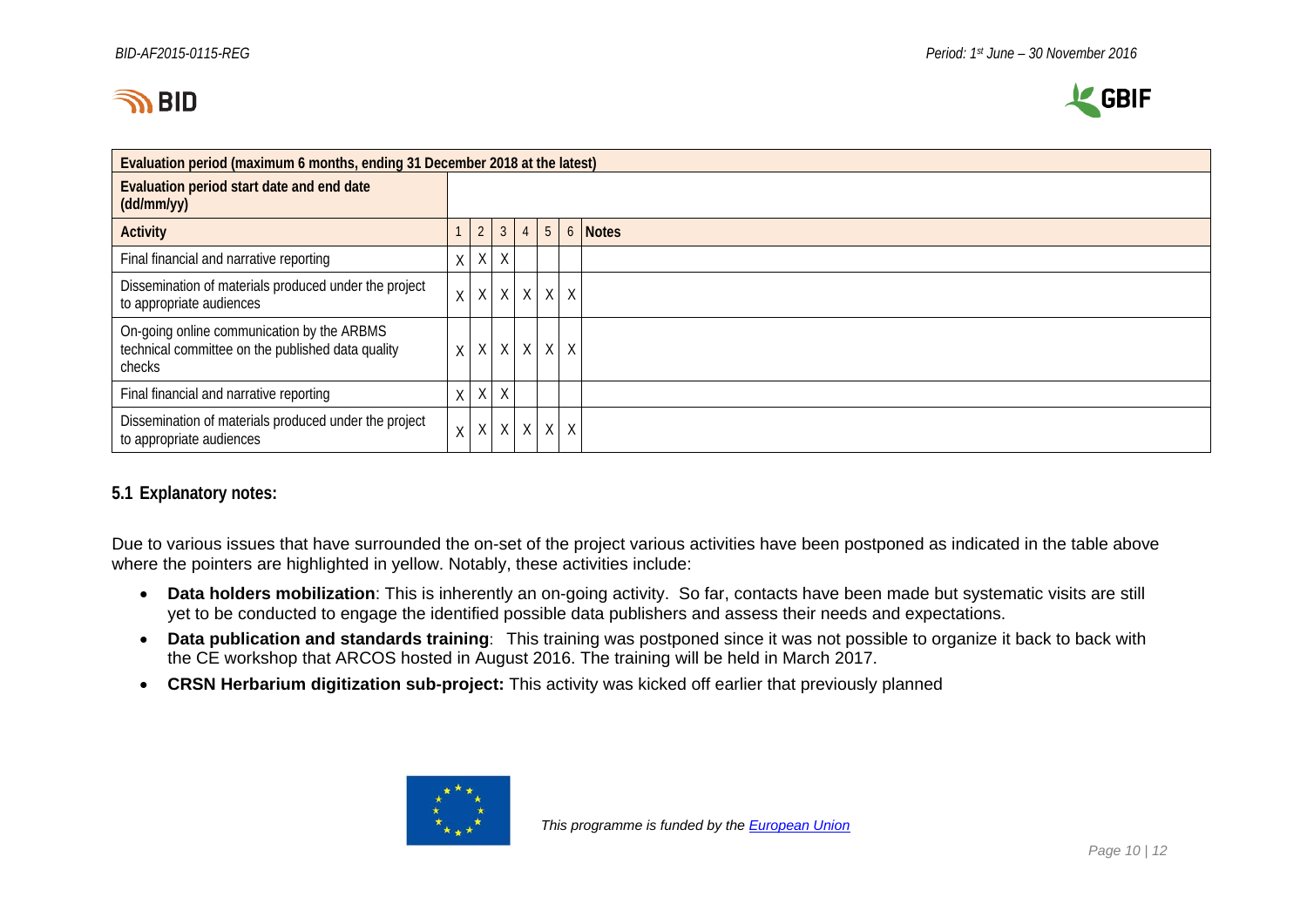| Evaluation period (maximum 6 months, ending 31 December 2018 at the latest) | | | | | | | |
|---|---|---|---|---|---|---|---|
| Evaluation period start date and end date (dd/mm/yy) | | | | | | | |
| Activity | 1 | 2 | 3 | 4 | 5 | 6 | Notes |
| Final financial and narrative reporting | X | X | X | | | | |
| Dissemination of materials produced under the project to appropriate audiences | X | X | X | X | X | X | |
| On-going online communication by the ARBMS technical committee on the published data quality checks | X | X | X | X | X | X | |
| Final financial and narrative reporting | X | X | X | | | | |
| Dissemination of materials produced under the project to appropriate audiences | X | X | X | X | X | X | |

### 5.1 Explanatory notes:

Due to various issues that have surrounded the on-set of the project various activities have been postponed as indicated in the table above where the pointers are highlighted in yellow. Notably, these activities include:

- **Data holders mobilization**: This is inherently an on-going activity. So far, contacts have been made but systematic visits are still yet to be conducted to engage the identified possible data publishers and assess their needs and expectations.
- **Data publication and standards training**: This training was postponed since it was not possible to organize it back to back with the CE workshop that ARCOS hosted in August 2016. The training will be held in March 2017.
- **CRSN Herbarium digitization sub-project:** This activity was kicked off earlier that previously planned

*This programme is funded by the European Union*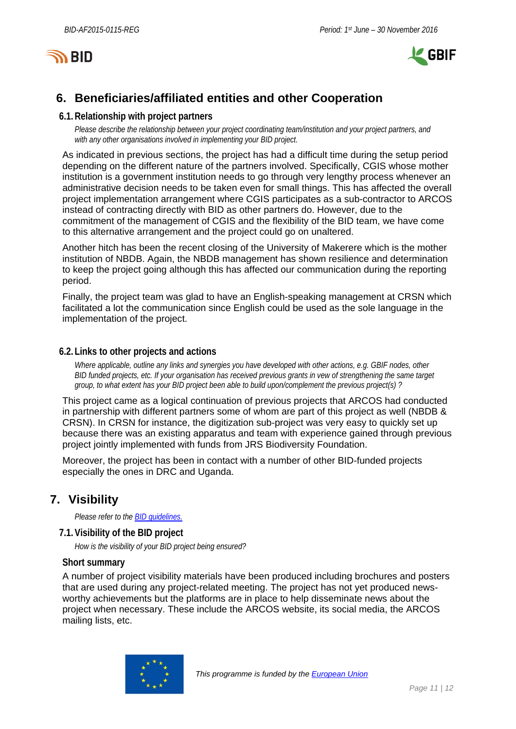## 6. Beneficiaries/affiliated entities and other Cooperation

### 6.1. Relationship with project partners

*Please describe the relationship between your project coordinating team/institution and your project partners, and with any other organisations involved in implementing your BID project.*

As indicated in previous sections, the project has had a difficult time during the setup period depending on the different nature of the partners involved. Specifically, CGIS whose mother institution is a government institution needs to go through very lengthy process whenever an administrative decision needs to be taken even for small things. This has affected the overall project implementation arrangement where CGIS participates as a sub-contractor to ARCOS instead of contracting directly with BID as other partners do. However, due to the commitment of the management of CGIS and the flexibility of the BID team, we have come to this alternative arrangement and the project could go on unaltered.

Another hitch has been the recent closing of the University of Makerere which is the mother institution of NBDB. Again, the NBDB management has shown resilience and determination to keep the project going although this has affected our communication during the reporting period.

Finally, the project team was glad to have an English-speaking management at CRSN which facilitated a lot the communication since English could be used as the sole language in the implementation of the project.

### 6.2. Links to other projects and actions

*Where applicable, outline any links and synergies you have developed with other actions, e.g. GBIF nodes, other BID funded projects, etc. If your organisation has received previous grants in vew of strengthening the same target group, to what extent has your BID project been able to build upon/complement the previous project(s) ?*

This project came as a logical continuation of previous projects that ARCOS had conducted in partnership with different partners some of whom are part of this project as well (NBDB & CRSN). In CRSN for instance, the digitization sub-project was very easy to quickly set up because there was an existing apparatus and team with experience gained through previous project jointly implemented with funds from JRS Biodiversity Foundation.

Moreover, the project has been in contact with a number of other BID-funded projects especially the ones in DRC and Uganda.

## 7. Visibility

*Please refer to the BID guidelines.*

### 7.1. Visibility of the BID project

*How is the visibility of your BID project being ensured?*

**Short summary**

A number of project visibility materials have been produced including brochures and posters that are used during any project-related meeting. The project has not yet produced news-worthy achievements but the platforms are in place to help disseminate news about the project when necessary. These include the ARCOS website, its social media, the ARCOS mailing lists, etc.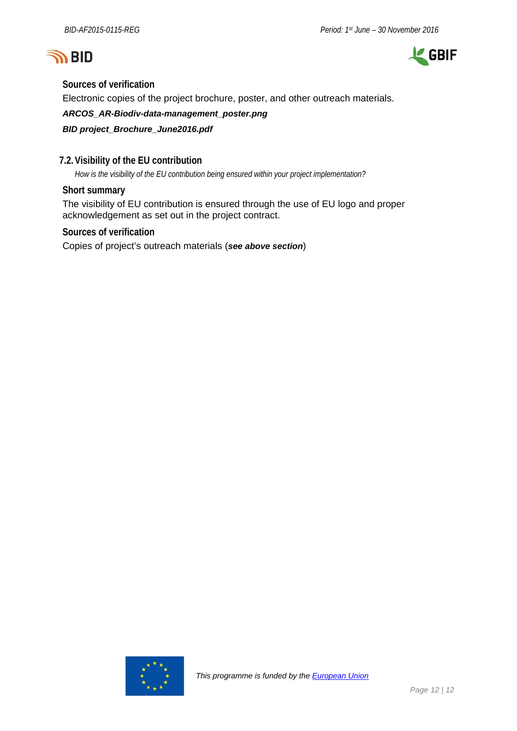**Sources of verification**

Electronic copies of the project brochure, poster, and other outreach materials.

***ARCOS_AR-Biodiv-data-management_poster.png***

***BID project_Brochure_June2016.pdf***

## 7.2. Visibility of the EU contribution

*How is the visibility of the EU contribution being ensured within your project implementation?*

**Short summary**

The visibility of EU contribution is ensured through the use of EU logo and proper acknowledgement as set out in the project contract.

**Sources of verification**

Copies of project's outreach materials (***see above section***)

*This programme is funded by the European Union*